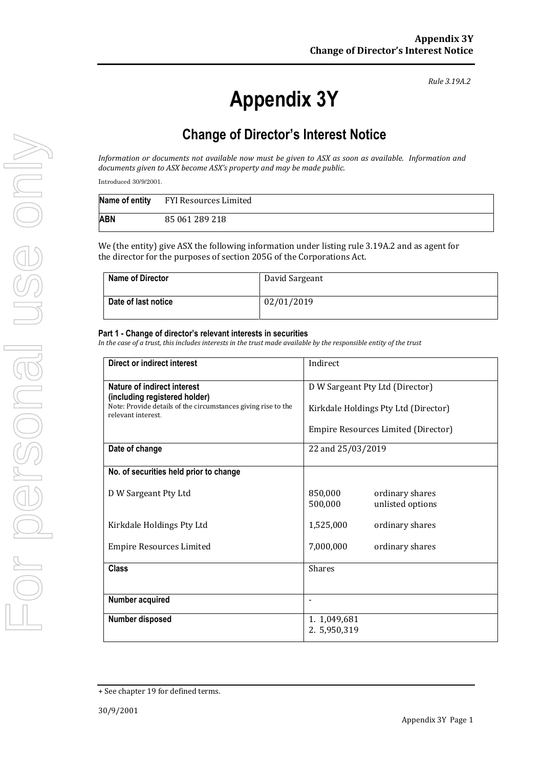*Rule 3.19A.2*

# Appendix 3Y

## Change of Director's Interest Notice

*Information or documents not available now must be given to ASX as soon as available. Information and documents given to ASX become ASX's property and may be made public.*

Introduced 30/9/2001.

| Name of entity | FYI Resources Limited |
|---|---|
| ABN | 85 061 289 218 |

We (the entity) give ASX the following information under listing rule 3.19A.2 and as agent for the director for the purposes of section 205G of the Corporations Act.

| Name of Director | David Sargeant |
|---|---|
| Date of last notice | 02/01/2019 |

**Part 1 - Change of director's relevant interests in securities**

*In the case of a trust, this includes interests in the trust made available by the responsible entity of the trust*

| Direct or indirect interest | Indirect |
|---|---|
| **Nature of indirect interest (including registered holder)**<br>Note: Provide details of the circumstances giving rise to the relevant interest. | D W Sargeant Pty Ltd (Director)<br>Kirkdale Holdings Pty Ltd (Director)<br>Empire Resources Limited (Director) |
| **Date of change** | 22 and 25/03/2019 |
| **No. of securities held prior to change**<br>D W Sargeant Pty Ltd<br>Kirkdale Holdings Pty Ltd<br>Empire Resources Limited | <br>850,000 ordinary shares<br>500,000 unlisted options<br>1,525,000 ordinary shares<br>7,000,000 ordinary shares |
| **Class** | Shares |
| **Number acquired** | - |
| **Number disposed** | 1. 1,049,681<br>2. 5,950,319 |

+ See chapter 19 for defined terms.

30/9/2001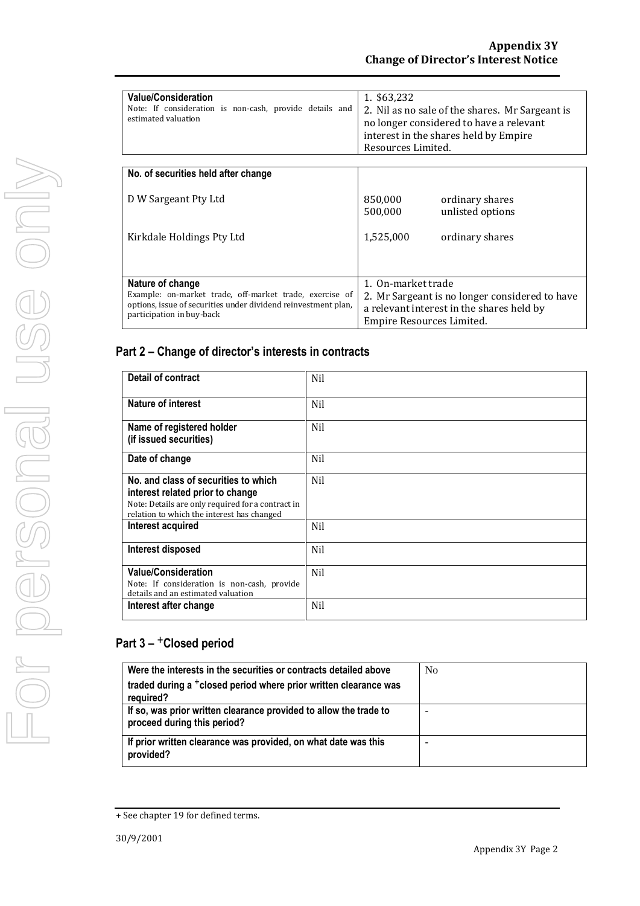| | |
|---|---|
| **Value/Consideration**<br>Note: If consideration is non-cash, provide details and estimated valuation | 1. $63,232<br>2. Nil as no sale of the shares. Mr Sargeant is no longer considered to have a relevant interest in the shares held by Empire Resources Limited. |

| | | |
|---|---|---|
| **No. of securities held after change** | | |
| D W Sargeant Pty Ltd | 850,000<br>500,000 | ordinary shares<br>unlisted options |
| Kirkdale Holdings Pty Ltd | 1,525,000 | ordinary shares |
| **Nature of change**<br>Example: on-market trade, off-market trade, exercise of options, issue of securities under dividend reinvestment plan, participation in buy-back | 1. On-market trade<br>2. Mr Sargeant is no longer considered to have a relevant interest in the shares held by Empire Resources Limited. | |

## Part 2 – Change of director's interests in contracts

| | |
|---|---|
| **Detail of contract** | Nil |
| **Nature of interest** | Nil |
| **Name of registered holder (if issued securities)** | Nil |
| **Date of change** | Nil |
| **No. and class of securities to which interest related prior to change**<br>Note: Details are only required for a contract in relation to which the interest has changed | Nil |
| **Interest acquired** | Nil |
| **Interest disposed** | Nil |
| **Value/Consideration**<br>Note: If consideration is non-cash, provide details and an estimated valuation | Nil |
| **Interest after change** | Nil |

## Part 3 – +Closed period

| | |
|---|---|
| **Were the interests in the securities or contracts detailed above traded during a +closed period where prior written clearance was required?** | No |
| **If so, was prior written clearance provided to allow the trade to proceed during this period?** | - |
| **If prior written clearance was provided, on what date was this provided?** | - |

+ See chapter 19 for defined terms.